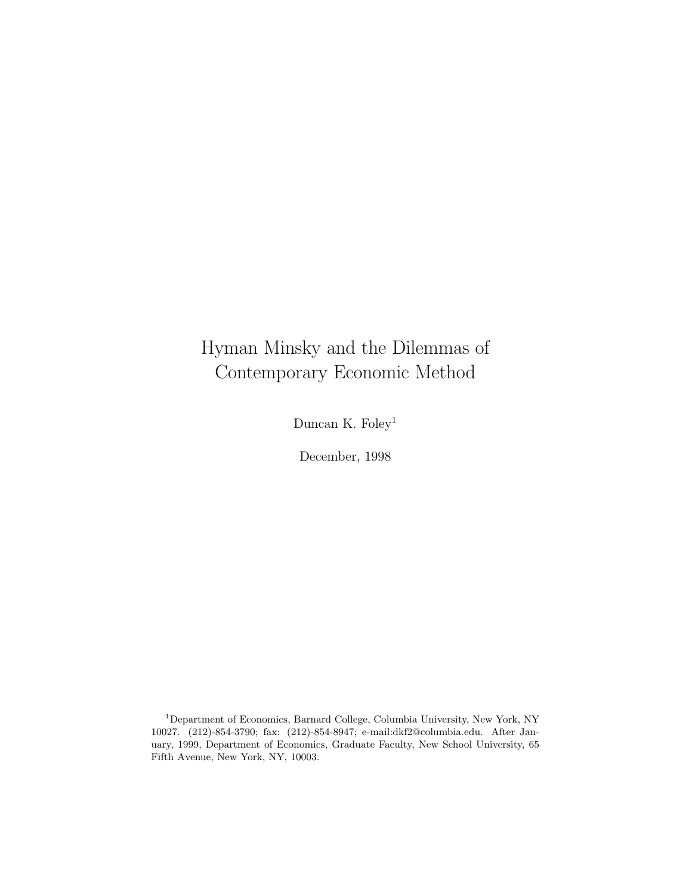# Hyman Minsky and the Dilemmas of Contemporary Economic Method

Duncan K. Foley[1]

December, 1998

[1] Department of Economics, Barnard College, Columbia University, New York, NY 10027. (212)-854-3790; fax: (212)-854-8947; e-mail:dkf2@columbia.edu. After January, 1999, Department of Economics, Graduate Faculty, New School University, 65 Fifth Avenue, New York, NY, 10003.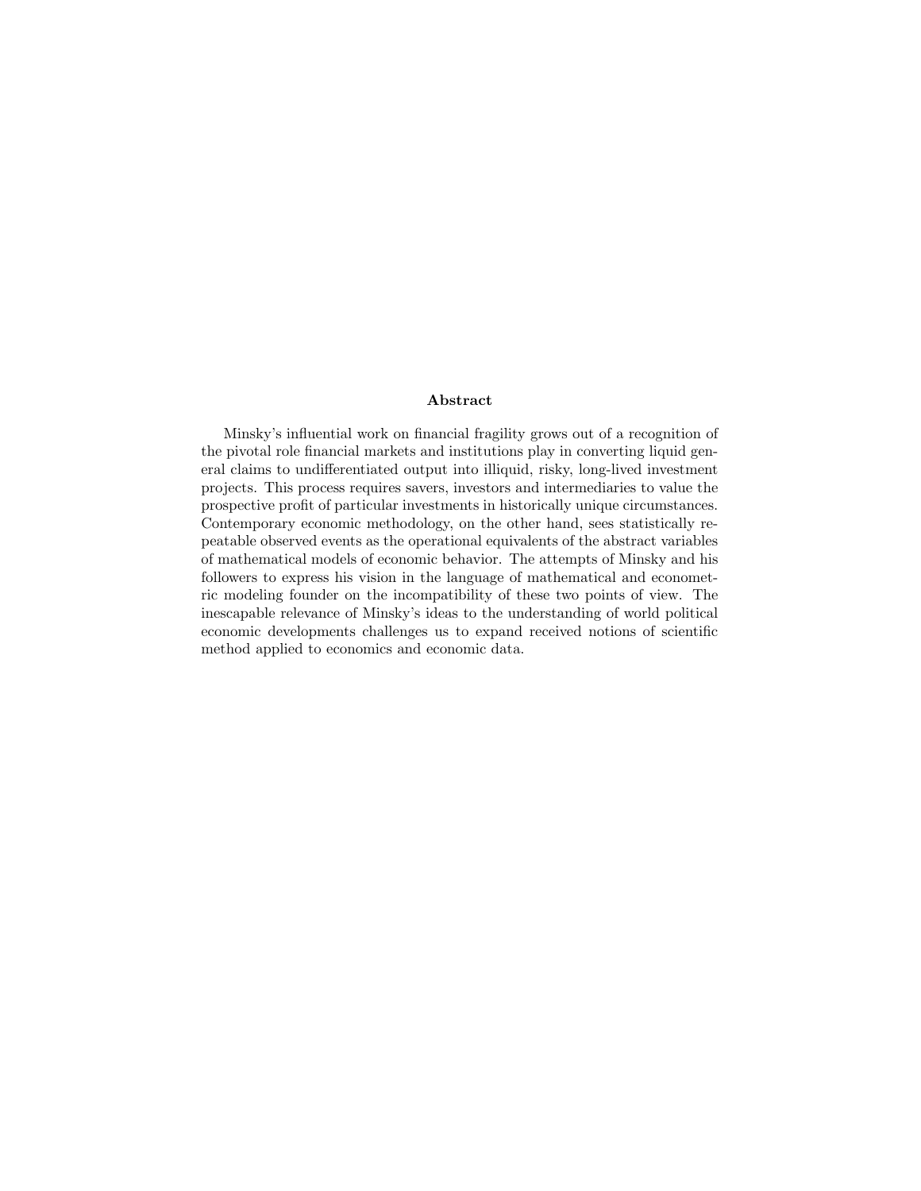## Abstract

Minsky's influential work on financial fragility grows out of a recognition of the pivotal role financial markets and institutions play in converting liquid general claims to undifferentiated output into illiquid, risky, long-lived investment projects. This process requires savers, investors and intermediaries to value the prospective profit of particular investments in historically unique circumstances. Contemporary economic methodology, on the other hand, sees statistically repeatable observed events as the operational equivalents of the abstract variables of mathematical models of economic behavior. The attempts of Minsky and his followers to express his vision in the language of mathematical and econometric modeling founder on the incompatibility of these two points of view. The inescapable relevance of Minsky's ideas to the understanding of world political economic developments challenges us to expand received notions of scientific method applied to economics and economic data.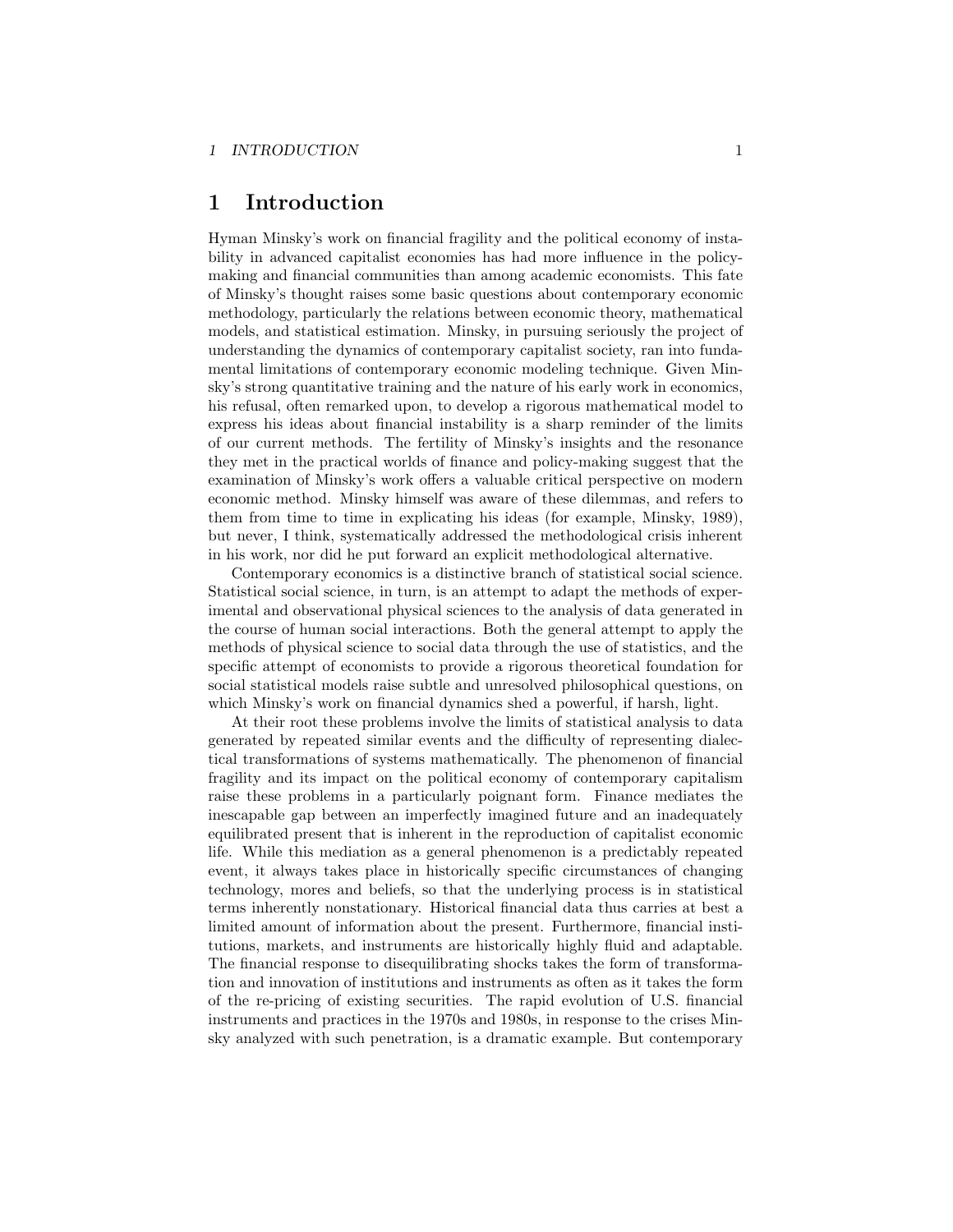# 1 Introduction

Hyman Minsky's work on financial fragility and the political economy of instability in advanced capitalist economies has had more influence in the policy-making and financial communities than among academic economists. This fate of Minsky's thought raises some basic questions about contemporary economic methodology, particularly the relations between economic theory, mathematical models, and statistical estimation. Minsky, in pursuing seriously the project of understanding the dynamics of contemporary capitalist society, ran into fundamental limitations of contemporary economic modeling technique. Given Minsky's strong quantitative training and the nature of his early work in economics, his refusal, often remarked upon, to develop a rigorous mathematical model to express his ideas about financial instability is a sharp reminder of the limits of our current methods. The fertility of Minsky's insights and the resonance they met in the practical worlds of finance and policy-making suggest that the examination of Minsky's work offers a valuable critical perspective on modern economic method. Minsky himself was aware of these dilemmas, and refers to them from time to time in explicating his ideas (for example, Minsky, 1989), but never, I think, systematically addressed the methodological crisis inherent in his work, nor did he put forward an explicit methodological alternative.

Contemporary economics is a distinctive branch of statistical social science. Statistical social science, in turn, is an attempt to adapt the methods of experimental and observational physical sciences to the analysis of data generated in the course of human social interactions. Both the general attempt to apply the methods of physical science to social data through the use of statistics, and the specific attempt of economists to provide a rigorous theoretical foundation for social statistical models raise subtle and unresolved philosophical questions, on which Minsky's work on financial dynamics shed a powerful, if harsh, light.

At their root these problems involve the limits of statistical analysis to data generated by repeated similar events and the difficulty of representing dialectical transformations of systems mathematically. The phenomenon of financial fragility and its impact on the political economy of contemporary capitalism raise these problems in a particularly poignant form. Finance mediates the inescapable gap between an imperfectly imagined future and an inadequately equilibrated present that is inherent in the reproduction of capitalist economic life. While this mediation as a general phenomenon is a predictably repeated event, it always takes place in historically specific circumstances of changing technology, mores and beliefs, so that the underlying process is in statistical terms inherently nonstationary. Historical financial data thus carries at best a limited amount of information about the present. Furthermore, financial institutions, markets, and instruments are historically highly fluid and adaptable. The financial response to disequilibrating shocks takes the form of transformation and innovation of institutions and instruments as often as it takes the form of the re-pricing of existing securities. The rapid evolution of U.S. financial instruments and practices in the 1970s and 1980s, in response to the crises Minsky analyzed with such penetration, is a dramatic example. But contemporary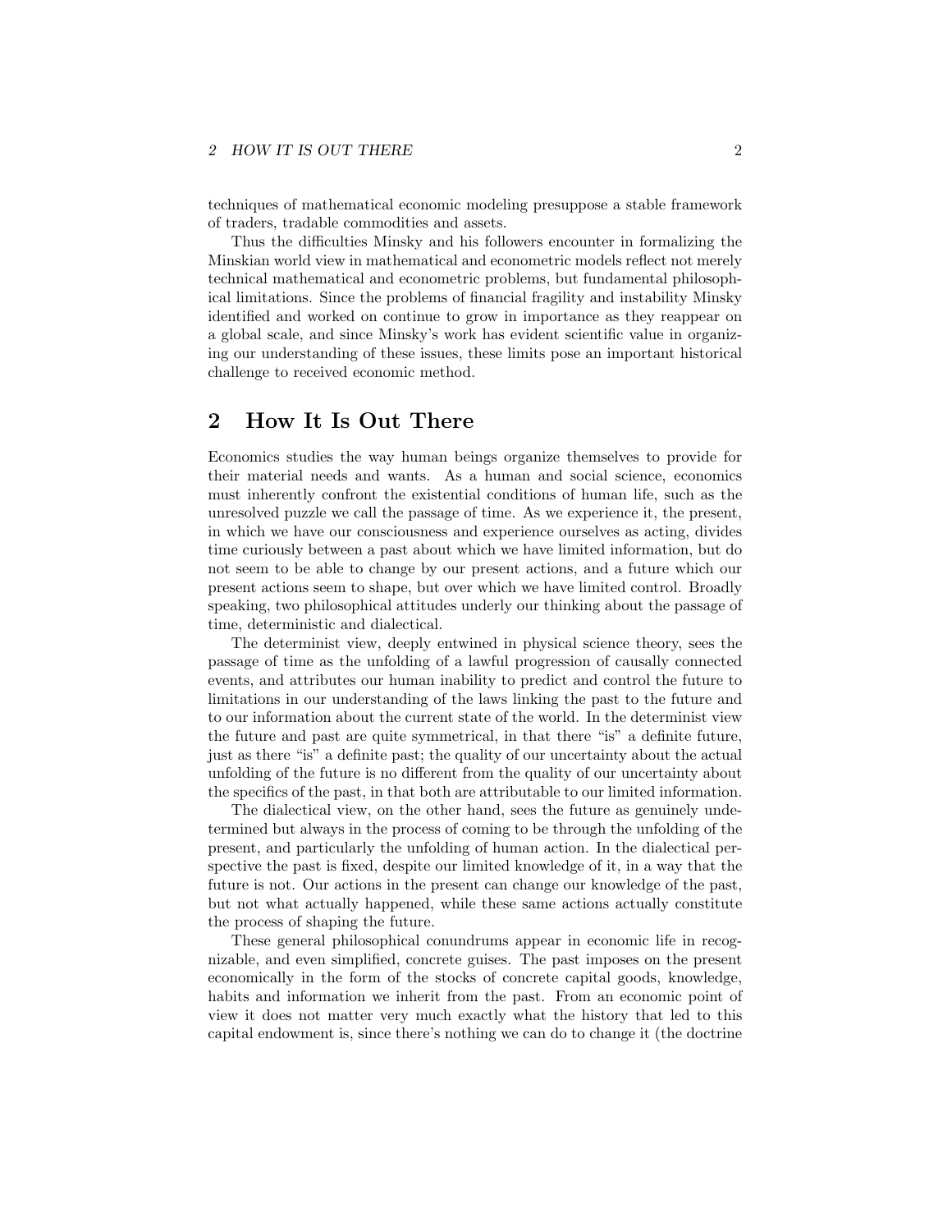techniques of mathematical economic modeling presuppose a stable framework of traders, tradable commodities and assets.

Thus the difficulties Minsky and his followers encounter in formalizing the Minskian world view in mathematical and econometric models reflect not merely technical mathematical and econometric problems, but fundamental philosophical limitations. Since the problems of financial fragility and instability Minsky identified and worked on continue to grow in importance as they reappear on a global scale, and since Minsky's work has evident scientific value in organizing our understanding of these issues, these limits pose an important historical challenge to received economic method.

## 2 How It Is Out There

Economics studies the way human beings organize themselves to provide for their material needs and wants. As a human and social science, economics must inherently confront the existential conditions of human life, such as the unresolved puzzle we call the passage of time. As we experience it, the present, in which we have our consciousness and experience ourselves as acting, divides time curiously between a past about which we have limited information, but do not seem to be able to change by our present actions, and a future which our present actions seem to shape, but over which we have limited control. Broadly speaking, two philosophical attitudes underly our thinking about the passage of time, deterministic and dialectical.

The determinist view, deeply entwined in physical science theory, sees the passage of time as the unfolding of a lawful progression of causally connected events, and attributes our human inability to predict and control the future to limitations in our understanding of the laws linking the past to the future and to our information about the current state of the world. In the determinist view the future and past are quite symmetrical, in that there "is" a definite future, just as there "is" a definite past; the quality of our uncertainty about the actual unfolding of the future is no different from the quality of our uncertainty about the specifics of the past, in that both are attributable to our limited information.

The dialectical view, on the other hand, sees the future as genuinely undetermined but always in the process of coming to be through the unfolding of the present, and particularly the unfolding of human action. In the dialectical perspective the past is fixed, despite our limited knowledge of it, in a way that the future is not. Our actions in the present can change our knowledge of the past, but not what actually happened, while these same actions actually constitute the process of shaping the future.

These general philosophical conundrums appear in economic life in recognizable, and even simplified, concrete guises. The past imposes on the present economically in the form of the stocks of concrete capital goods, knowledge, habits and information we inherit from the past. From an economic point of view it does not matter very much exactly what the history that led to this capital endowment is, since there's nothing we can do to change it (the doctrine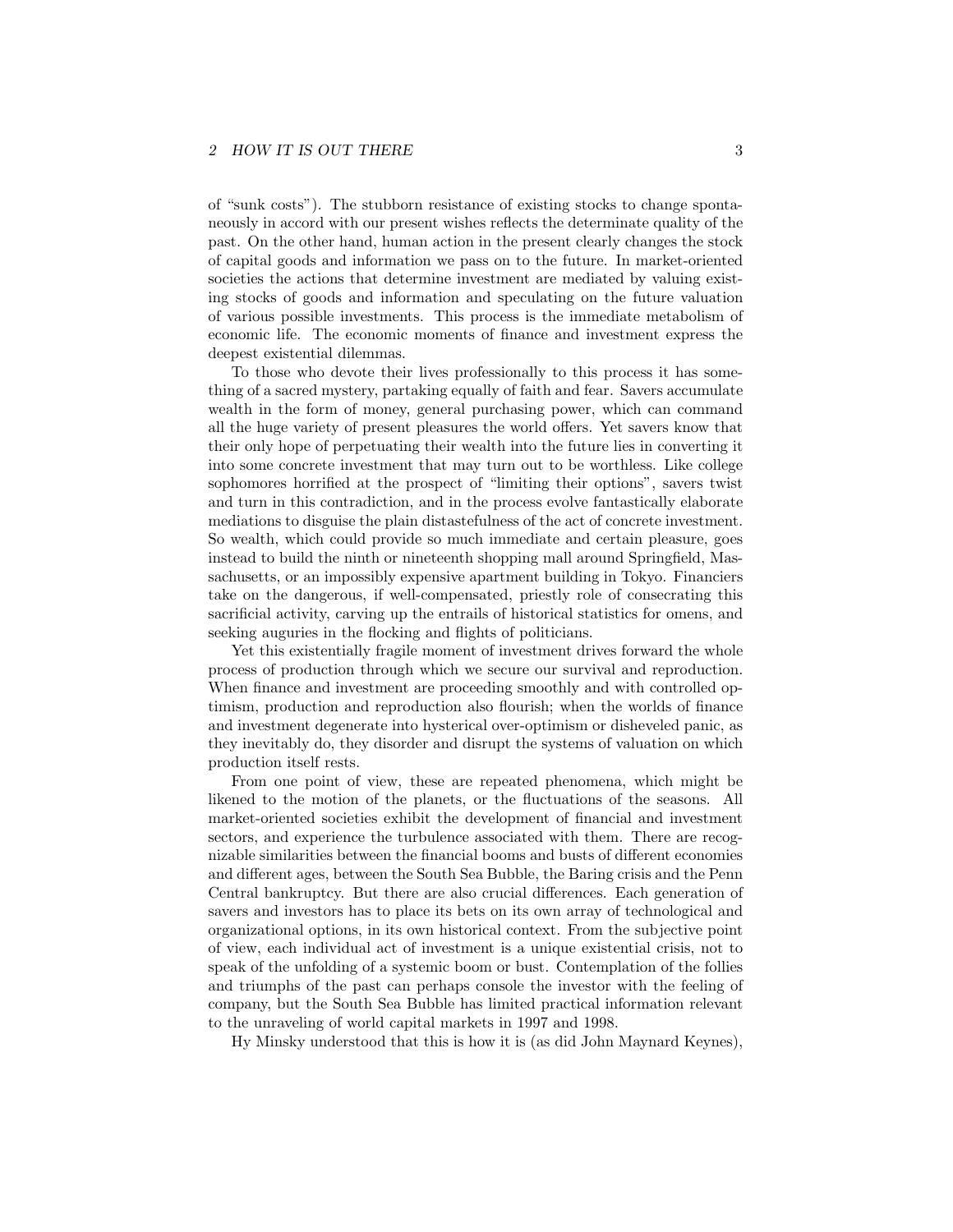of "sunk costs"). The stubborn resistance of existing stocks to change spontaneously in accord with our present wishes reflects the determinate quality of the past. On the other hand, human action in the present clearly changes the stock of capital goods and information we pass on to the future. In market-oriented societies the actions that determine investment are mediated by valuing existing stocks of goods and information and speculating on the future valuation of various possible investments. This process is the immediate metabolism of economic life. The economic moments of finance and investment express the deepest existential dilemmas.

To those who devote their lives professionally to this process it has something of a sacred mystery, partaking equally of faith and fear. Savers accumulate wealth in the form of money, general purchasing power, which can command all the huge variety of present pleasures the world offers. Yet savers know that their only hope of perpetuating their wealth into the future lies in converting it into some concrete investment that may turn out to be worthless. Like college sophomores horrified at the prospect of "limiting their options", savers twist and turn in this contradiction, and in the process evolve fantastically elaborate mediations to disguise the plain distastefulness of the act of concrete investment. So wealth, which could provide so much immediate and certain pleasure, goes instead to build the ninth or nineteenth shopping mall around Springfield, Massachusetts, or an impossibly expensive apartment building in Tokyo. Financiers take on the dangerous, if well-compensated, priestly role of consecrating this sacrificial activity, carving up the entrails of historical statistics for omens, and seeking auguries in the flocking and flights of politicians.

Yet this existentially fragile moment of investment drives forward the whole process of production through which we secure our survival and reproduction. When finance and investment are proceeding smoothly and with controlled optimism, production and reproduction also flourish; when the worlds of finance and investment degenerate into hysterical over-optimism or disheveled panic, as they inevitably do, they disorder and disrupt the systems of valuation on which production itself rests.

From one point of view, these are repeated phenomena, which might be likened to the motion of the planets, or the fluctuations of the seasons. All market-oriented societies exhibit the development of financial and investment sectors, and experience the turbulence associated with them. There are recognizable similarities between the financial booms and busts of different economies and different ages, between the South Sea Bubble, the Baring crisis and the Penn Central bankruptcy. But there are also crucial differences. Each generation of savers and investors has to place its bets on its own array of technological and organizational options, in its own historical context. From the subjective point of view, each individual act of investment is a unique existential crisis, not to speak of the unfolding of a systemic boom or bust. Contemplation of the follies and triumphs of the past can perhaps console the investor with the feeling of company, but the South Sea Bubble has limited practical information relevant to the unraveling of world capital markets in 1997 and 1998.

Hy Minsky understood that this is how it is (as did John Maynard Keynes),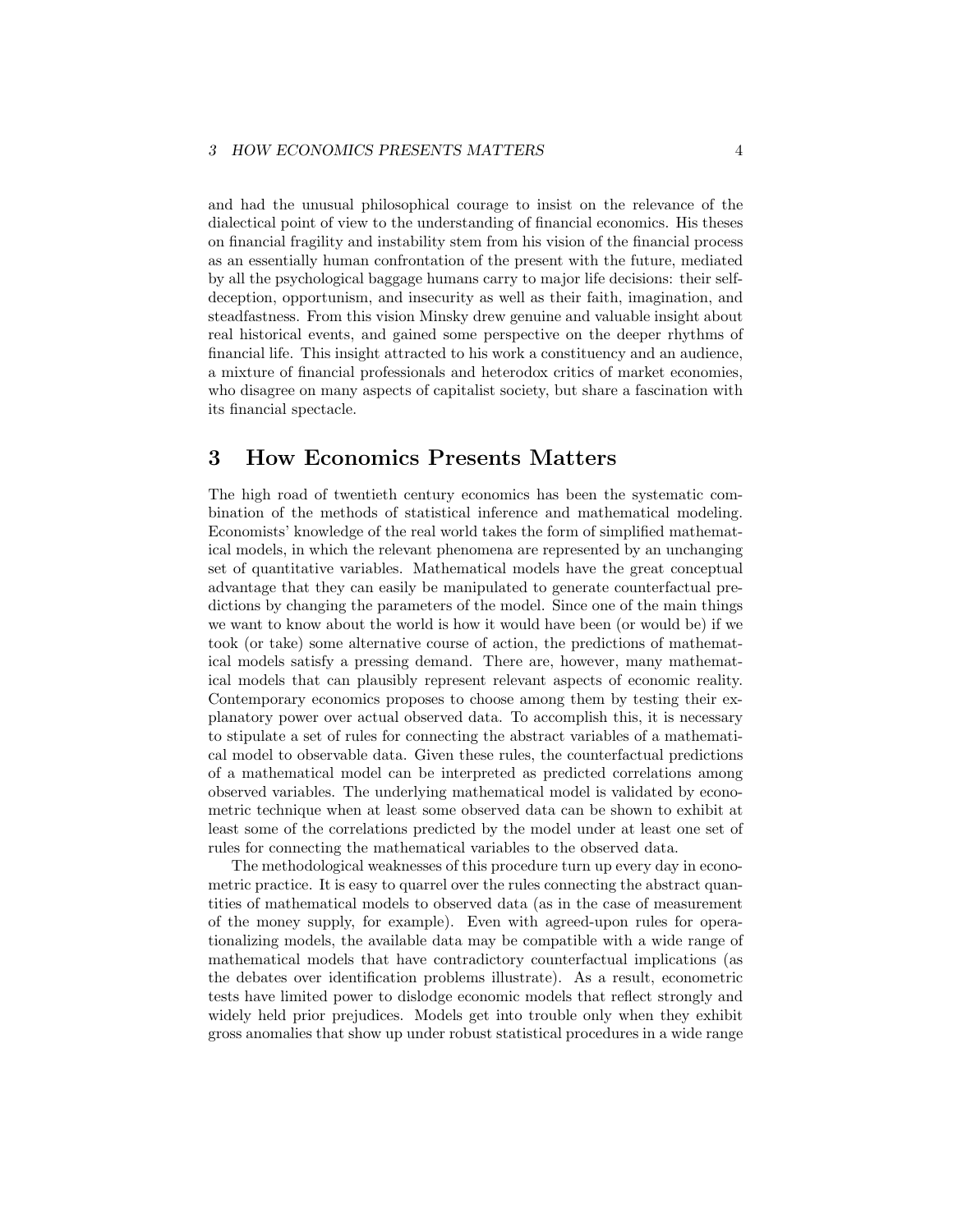and had the unusual philosophical courage to insist on the relevance of the dialectical point of view to the understanding of financial economics. His theses on financial fragility and instability stem from his vision of the financial process as an essentially human confrontation of the present with the future, mediated by all the psychological baggage humans carry to major life decisions: their self-deception, opportunism, and insecurity as well as their faith, imagination, and steadfastness. From this vision Minsky drew genuine and valuable insight about real historical events, and gained some perspective on the deeper rhythms of financial life. This insight attracted to his work a constituency and an audience, a mixture of financial professionals and heterodox critics of market economies, who disagree on many aspects of capitalist society, but share a fascination with its financial spectacle.

## 3 How Economics Presents Matters

The high road of twentieth century economics has been the systematic combination of the methods of statistical inference and mathematical modeling. Economists' knowledge of the real world takes the form of simplified mathematical models, in which the relevant phenomena are represented by an unchanging set of quantitative variables. Mathematical models have the great conceptual advantage that they can easily be manipulated to generate counterfactual predictions by changing the parameters of the model. Since one of the main things we want to know about the world is how it would have been (or would be) if we took (or take) some alternative course of action, the predictions of mathematical models satisfy a pressing demand. There are, however, many mathematical models that can plausibly represent relevant aspects of economic reality. Contemporary economics proposes to choose among them by testing their explanatory power over actual observed data. To accomplish this, it is necessary to stipulate a set of rules for connecting the abstract variables of a mathematical model to observable data. Given these rules, the counterfactual predictions of a mathematical model can be interpreted as predicted correlations among observed variables. The underlying mathematical model is validated by econometric technique when at least some observed data can be shown to exhibit at least some of the correlations predicted by the model under at least one set of rules for connecting the mathematical variables to the observed data.

The methodological weaknesses of this procedure turn up every day in econometric practice. It is easy to quarrel over the rules connecting the abstract quantities of mathematical models to observed data (as in the case of measurement of the money supply, for example). Even with agreed-upon rules for operationalizing models, the available data may be compatible with a wide range of mathematical models that have contradictory counterfactual implications (as the debates over identification problems illustrate). As a result, econometric tests have limited power to dislodge economic models that reflect strongly and widely held prior prejudices. Models get into trouble only when they exhibit gross anomalies that show up under robust statistical procedures in a wide range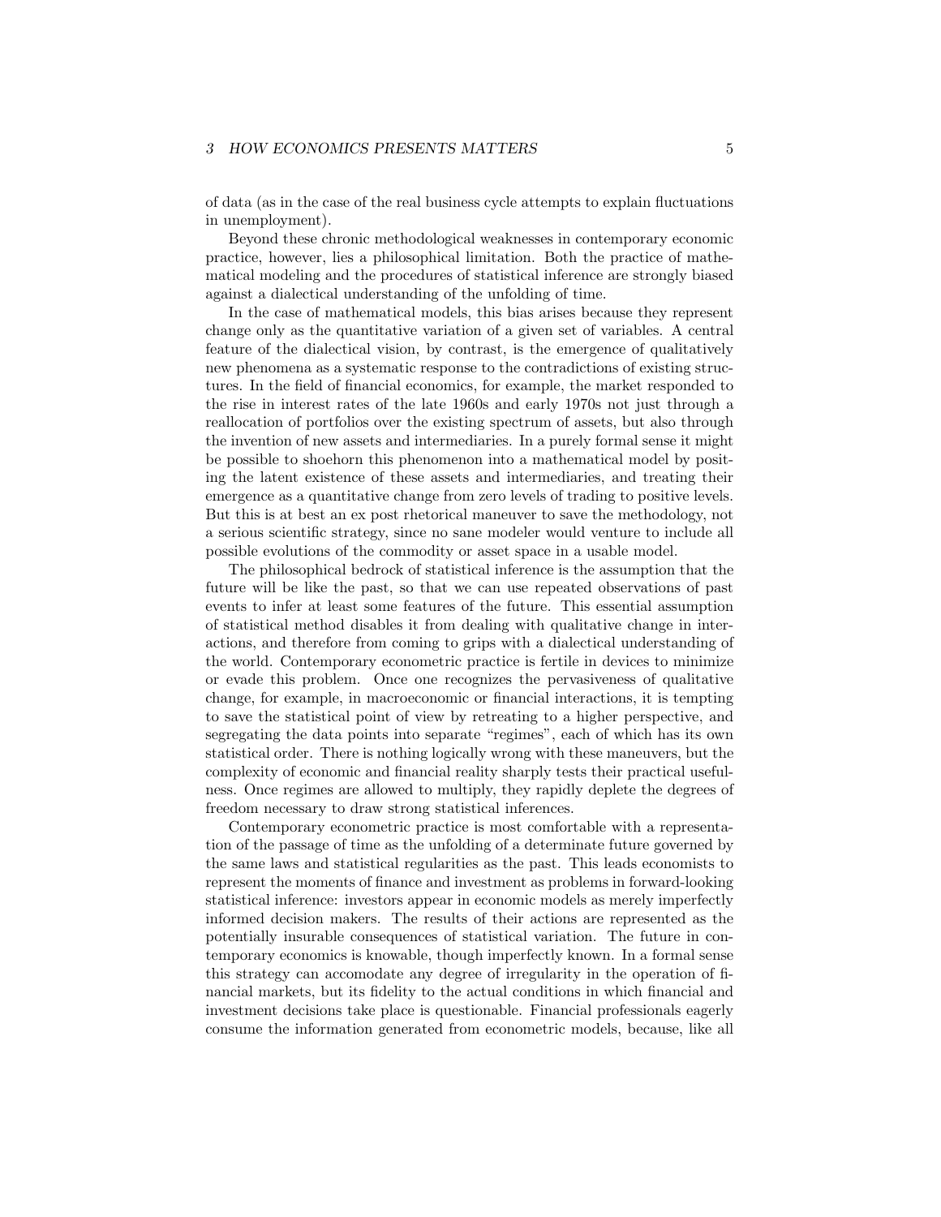of data (as in the case of the real business cycle attempts to explain fluctuations in unemployment).

Beyond these chronic methodological weaknesses in contemporary economic practice, however, lies a philosophical limitation. Both the practice of mathematical modeling and the procedures of statistical inference are strongly biased against a dialectical understanding of the unfolding of time.

In the case of mathematical models, this bias arises because they represent change only as the quantitative variation of a given set of variables. A central feature of the dialectical vision, by contrast, is the emergence of qualitatively new phenomena as a systematic response to the contradictions of existing structures. In the field of financial economics, for example, the market responded to the rise in interest rates of the late 1960s and early 1970s not just through a reallocation of portfolios over the existing spectrum of assets, but also through the invention of new assets and intermediaries. In a purely formal sense it might be possible to shoehorn this phenomenon into a mathematical model by positing the latent existence of these assets and intermediaries, and treating their emergence as a quantitative change from zero levels of trading to positive levels. But this is at best an ex post rhetorical maneuver to save the methodology, not a serious scientific strategy, since no sane modeler would venture to include all possible evolutions of the commodity or asset space in a usable model.

The philosophical bedrock of statistical inference is the assumption that the future will be like the past, so that we can use repeated observations of past events to infer at least some features of the future. This essential assumption of statistical method disables it from dealing with qualitative change in interactions, and therefore from coming to grips with a dialectical understanding of the world. Contemporary econometric practice is fertile in devices to minimize or evade this problem. Once one recognizes the pervasiveness of qualitative change, for example, in macroeconomic or financial interactions, it is tempting to save the statistical point of view by retreating to a higher perspective, and segregating the data points into separate "regimes", each of which has its own statistical order. There is nothing logically wrong with these maneuvers, but the complexity of economic and financial reality sharply tests their practical usefulness. Once regimes are allowed to multiply, they rapidly deplete the degrees of freedom necessary to draw strong statistical inferences.

Contemporary econometric practice is most comfortable with a representation of the passage of time as the unfolding of a determinate future governed by the same laws and statistical regularities as the past. This leads economists to represent the moments of finance and investment as problems in forward-looking statistical inference: investors appear in economic models as merely imperfectly informed decision makers. The results of their actions are represented as the potentially insurable consequences of statistical variation. The future in contemporary economics is knowable, though imperfectly known. In a formal sense this strategy can accomodate any degree of irregularity in the operation of financial markets, but its fidelity to the actual conditions in which financial and investment decisions take place is questionable. Financial professionals eagerly consume the information generated from econometric models, because, like all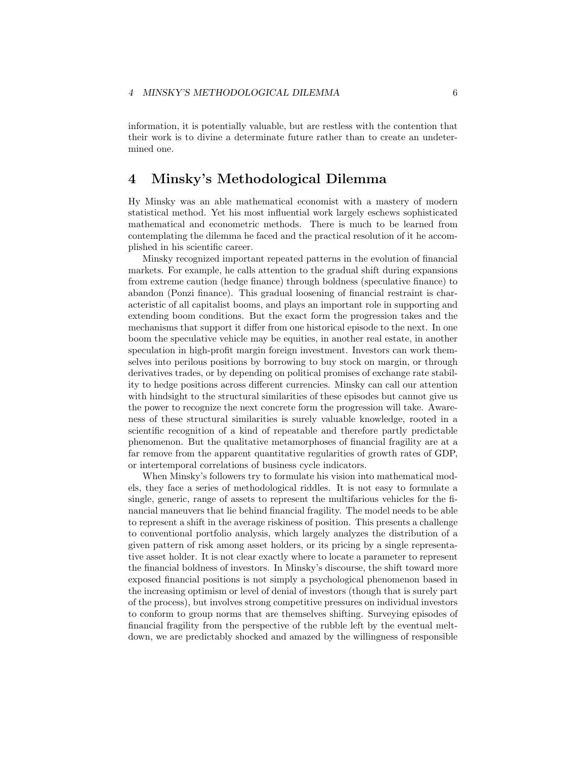information, it is potentially valuable, but are restless with the contention that their work is to divine a determinate future rather than to create an undetermined one.

## 4 Minsky's Methodological Dilemma

Hy Minsky was an able mathematical economist with a mastery of modern statistical method. Yet his most influential work largely eschews sophisticated mathematical and econometric methods. There is much to be learned from contemplating the dilemma he faced and the practical resolution of it he accomplished in his scientific career.

Minsky recognized important repeated patterns in the evolution of financial markets. For example, he calls attention to the gradual shift during expansions from extreme caution (hedge finance) through boldness (speculative finance) to abandon (Ponzi finance). This gradual loosening of financial restraint is characteristic of all capitalist booms, and plays an important role in supporting and extending boom conditions. But the exact form the progression takes and the mechanisms that support it differ from one historical episode to the next. In one boom the speculative vehicle may be equities, in another real estate, in another speculation in high-profit margin foreign investment. Investors can work themselves into perilous positions by borrowing to buy stock on margin, or through derivatives trades, or by depending on political promises of exchange rate stability to hedge positions across different currencies. Minsky can call our attention with hindsight to the structural similarities of these episodes but cannot give us the power to recognize the next concrete form the progression will take. Awareness of these structural similarities is surely valuable knowledge, rooted in a scientific recognition of a kind of repeatable and therefore partly predictable phenomenon. But the qualitative metamorphoses of financial fragility are at a far remove from the apparent quantitative regularities of growth rates of GDP, or intertemporal correlations of business cycle indicators.

When Minsky's followers try to formulate his vision into mathematical models, they face a series of methodological riddles. It is not easy to formulate a single, generic, range of assets to represent the multifarious vehicles for the financial maneuvers that lie behind financial fragility. The model needs to be able to represent a shift in the average riskiness of position. This presents a challenge to conventional portfolio analysis, which largely analyzes the distribution of a given pattern of risk among asset holders, or its pricing by a single representative asset holder. It is not clear exactly where to locate a parameter to represent the financial boldness of investors. In Minsky's discourse, the shift toward more exposed financial positions is not simply a psychological phenomenon based in the increasing optimism or level of denial of investors (though that is surely part of the process), but involves strong competitive pressures on individual investors to conform to group norms that are themselves shifting. Surveying episodes of financial fragility from the perspective of the rubble left by the eventual meltdown, we are predictably shocked and amazed by the willingness of responsible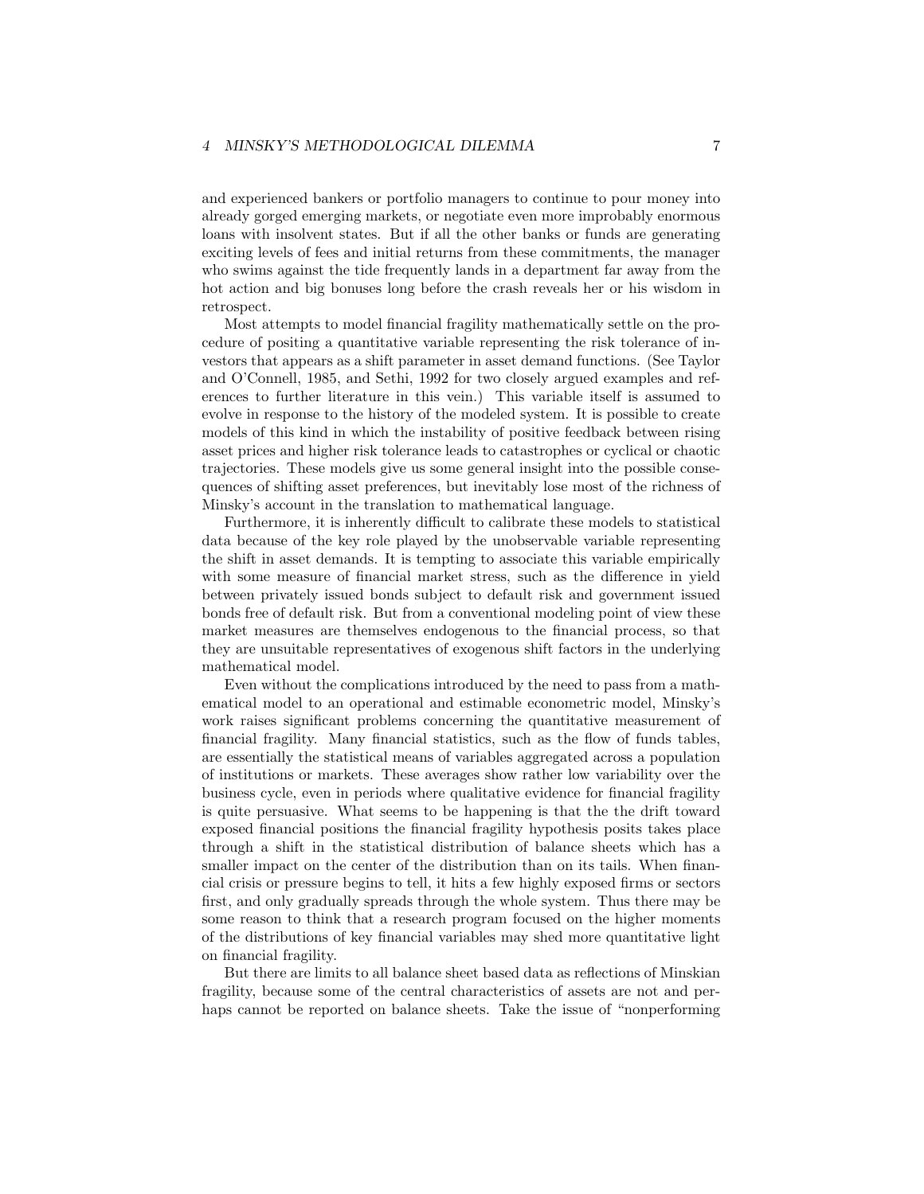and experienced bankers or portfolio managers to continue to pour money into already gorged emerging markets, or negotiate even more improbably enormous loans with insolvent states. But if all the other banks or funds are generating exciting levels of fees and initial returns from these commitments, the manager who swims against the tide frequently lands in a department far away from the hot action and big bonuses long before the crash reveals her or his wisdom in retrospect.

Most attempts to model financial fragility mathematically settle on the procedure of positing a quantitative variable representing the risk tolerance of investors that appears as a shift parameter in asset demand functions. (See Taylor and O'Connell, 1985, and Sethi, 1992 for two closely argued examples and references to further literature in this vein.) This variable itself is assumed to evolve in response to the history of the modeled system. It is possible to create models of this kind in which the instability of positive feedback between rising asset prices and higher risk tolerance leads to catastrophes or cyclical or chaotic trajectories. These models give us some general insight into the possible consequences of shifting asset preferences, but inevitably lose most of the richness of Minsky's account in the translation to mathematical language.

Furthermore, it is inherently difficult to calibrate these models to statistical data because of the key role played by the unobservable variable representing the shift in asset demands. It is tempting to associate this variable empirically with some measure of financial market stress, such as the difference in yield between privately issued bonds subject to default risk and government issued bonds free of default risk. But from a conventional modeling point of view these market measures are themselves endogenous to the financial process, so that they are unsuitable representatives of exogenous shift factors in the underlying mathematical model.

Even without the complications introduced by the need to pass from a mathematical model to an operational and estimable econometric model, Minsky's work raises significant problems concerning the quantitative measurement of financial fragility. Many financial statistics, such as the flow of funds tables, are essentially the statistical means of variables aggregated across a population of institutions or markets. These averages show rather low variability over the business cycle, even in periods where qualitative evidence for financial fragility is quite persuasive. What seems to be happening is that the the drift toward exposed financial positions the financial fragility hypothesis posits takes place through a shift in the statistical distribution of balance sheets which has a smaller impact on the center of the distribution than on its tails. When financial crisis or pressure begins to tell, it hits a few highly exposed firms or sectors first, and only gradually spreads through the whole system. Thus there may be some reason to think that a research program focused on the higher moments of the distributions of key financial variables may shed more quantitative light on financial fragility.

But there are limits to all balance sheet based data as reflections of Minskian fragility, because some of the central characteristics of assets are not and perhaps cannot be reported on balance sheets. Take the issue of "nonperforming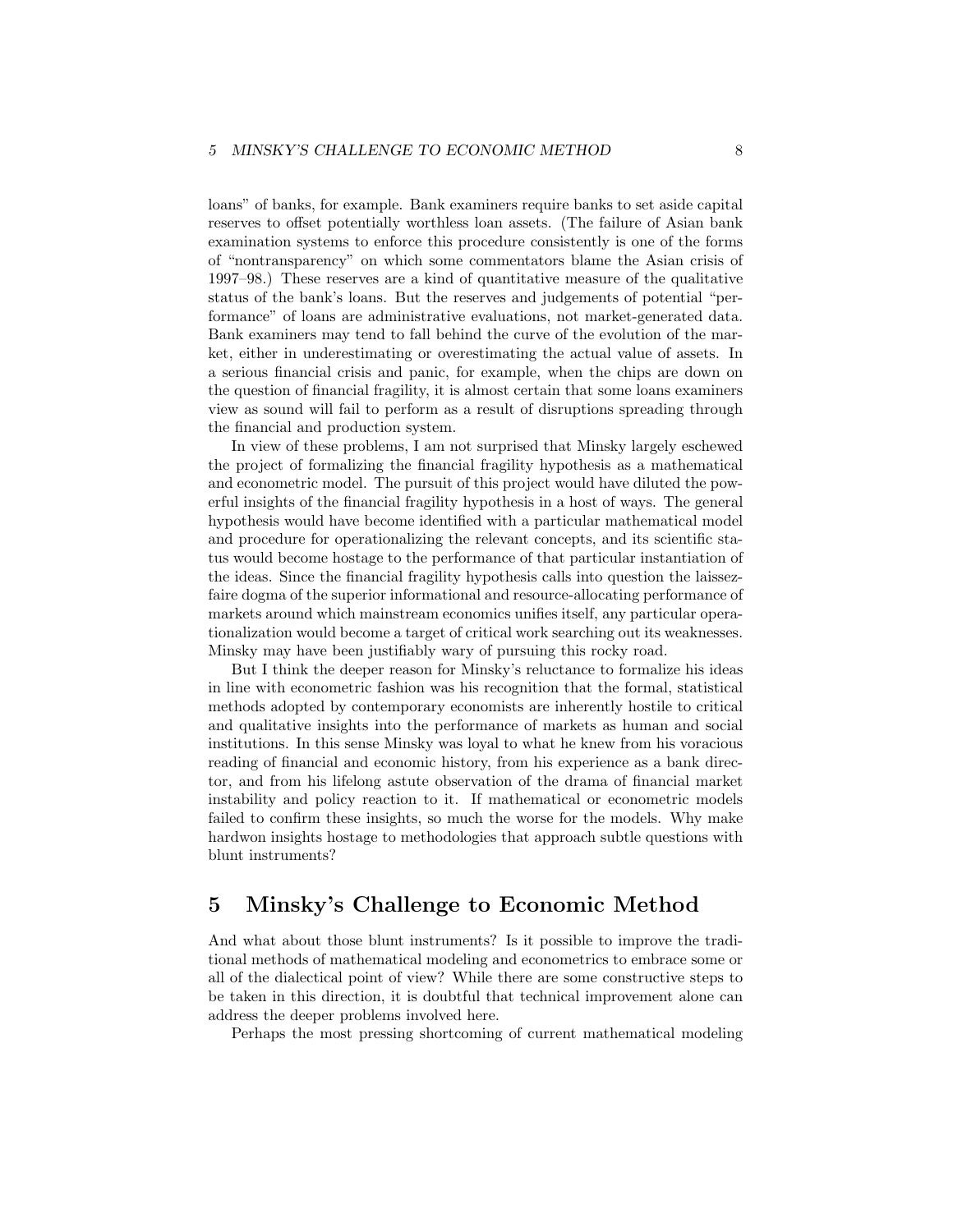loans" of banks, for example. Bank examiners require banks to set aside capital reserves to offset potentially worthless loan assets. (The failure of Asian bank examination systems to enforce this procedure consistently is one of the forms of "nontransparency" on which some commentators blame the Asian crisis of 1997–98.) These reserves are a kind of quantitative measure of the qualitative status of the bank's loans. But the reserves and judgements of potential "performance" of loans are administrative evaluations, not market-generated data. Bank examiners may tend to fall behind the curve of the evolution of the market, either in underestimating or overestimating the actual value of assets. In a serious financial crisis and panic, for example, when the chips are down on the question of financial fragility, it is almost certain that some loans examiners view as sound will fail to perform as a result of disruptions spreading through the financial and production system.

In view of these problems, I am not surprised that Minsky largely eschewed the project of formalizing the financial fragility hypothesis as a mathematical and econometric model. The pursuit of this project would have diluted the powerful insights of the financial fragility hypothesis in a host of ways. The general hypothesis would have become identified with a particular mathematical model and procedure for operationalizing the relevant concepts, and its scientific status would become hostage to the performance of that particular instantiation of the ideas. Since the financial fragility hypothesis calls into question the laissez-faire dogma of the superior informational and resource-allocating performance of markets around which mainstream economics unifies itself, any particular operationalization would become a target of critical work searching out its weaknesses. Minsky may have been justifiably wary of pursuing this rocky road.

But I think the deeper reason for Minsky's reluctance to formalize his ideas in line with econometric fashion was his recognition that the formal, statistical methods adopted by contemporary economists are inherently hostile to critical and qualitative insights into the performance of markets as human and social institutions. In this sense Minsky was loyal to what he knew from his voracious reading of financial and economic history, from his experience as a bank director, and from his lifelong astute observation of the drama of financial market instability and policy reaction to it. If mathematical or econometric models failed to confirm these insights, so much the worse for the models. Why make hardwon insights hostage to methodologies that approach subtle questions with blunt instruments?

## 5 Minsky's Challenge to Economic Method

And what about those blunt instruments? Is it possible to improve the traditional methods of mathematical modeling and econometrics to embrace some or all of the dialectical point of view? While there are some constructive steps to be taken in this direction, it is doubtful that technical improvement alone can address the deeper problems involved here.

Perhaps the most pressing shortcoming of current mathematical modeling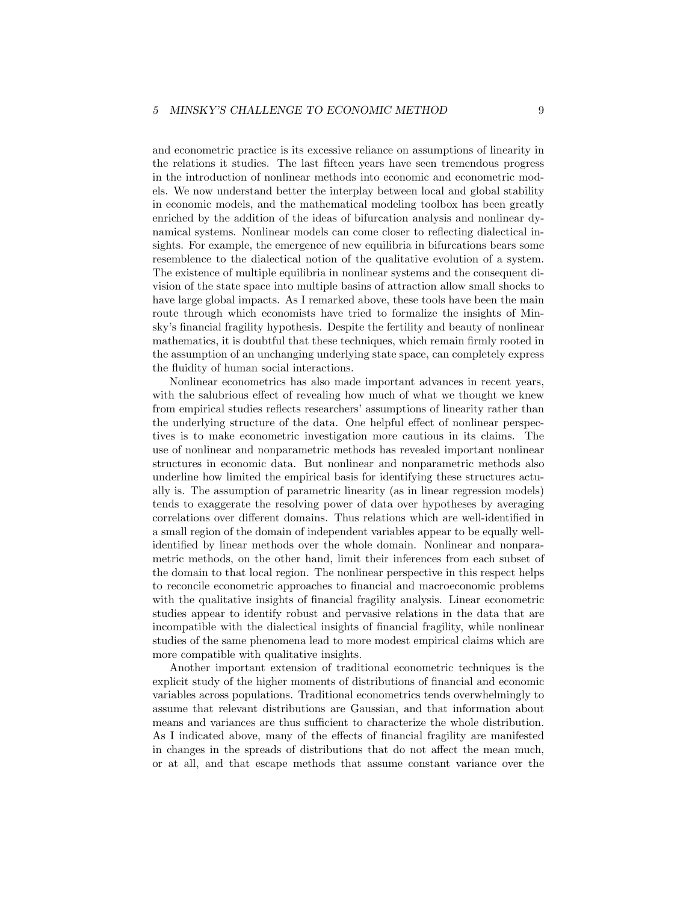and econometric practice is its excessive reliance on assumptions of linearity in the relations it studies. The last fifteen years have seen tremendous progress in the introduction of nonlinear methods into economic and econometric models. We now understand better the interplay between local and global stability in economic models, and the mathematical modeling toolbox has been greatly enriched by the addition of the ideas of bifurcation analysis and nonlinear dynamical systems. Nonlinear models can come closer to reflecting dialectical insights. For example, the emergence of new equilibria in bifurcations bears some resemblence to the dialectical notion of the qualitative evolution of a system. The existence of multiple equilibria in nonlinear systems and the consequent division of the state space into multiple basins of attraction allow small shocks to have large global impacts. As I remarked above, these tools have been the main route through which economists have tried to formalize the insights of Minsky's financial fragility hypothesis. Despite the fertility and beauty of nonlinear mathematics, it is doubtful that these techniques, which remain firmly rooted in the assumption of an unchanging underlying state space, can completely express the fluidity of human social interactions.

Nonlinear econometrics has also made important advances in recent years, with the salubrious effect of revealing how much of what we thought we knew from empirical studies reflects researchers' assumptions of linearity rather than the underlying structure of the data. One helpful effect of nonlinear perspectives is to make econometric investigation more cautious in its claims. The use of nonlinear and nonparametric methods has revealed important nonlinear structures in economic data. But nonlinear and nonparametric methods also underline how limited the empirical basis for identifying these structures actually is. The assumption of parametric linearity (as in linear regression models) tends to exaggerate the resolving power of data over hypotheses by averaging correlations over different domains. Thus relations which are well-identified in a small region of the domain of independent variables appear to be equally well-identified by linear methods over the whole domain. Nonlinear and nonparametric methods, on the other hand, limit their inferences from each subset of the domain to that local region. The nonlinear perspective in this respect helps to reconcile econometric approaches to financial and macroeconomic problems with the qualitative insights of financial fragility analysis. Linear econometric studies appear to identify robust and pervasive relations in the data that are incompatible with the dialectical insights of financial fragility, while nonlinear studies of the same phenomena lead to more modest empirical claims which are more compatible with qualitative insights.

Another important extension of traditional econometric techniques is the explicit study of the higher moments of distributions of financial and economic variables across populations. Traditional econometrics tends overwhelmingly to assume that relevant distributions are Gaussian, and that information about means and variances are thus sufficient to characterize the whole distribution. As I indicated above, many of the effects of financial fragility are manifested in changes in the spreads of distributions that do not affect the mean much, or at all, and that escape methods that assume constant variance over the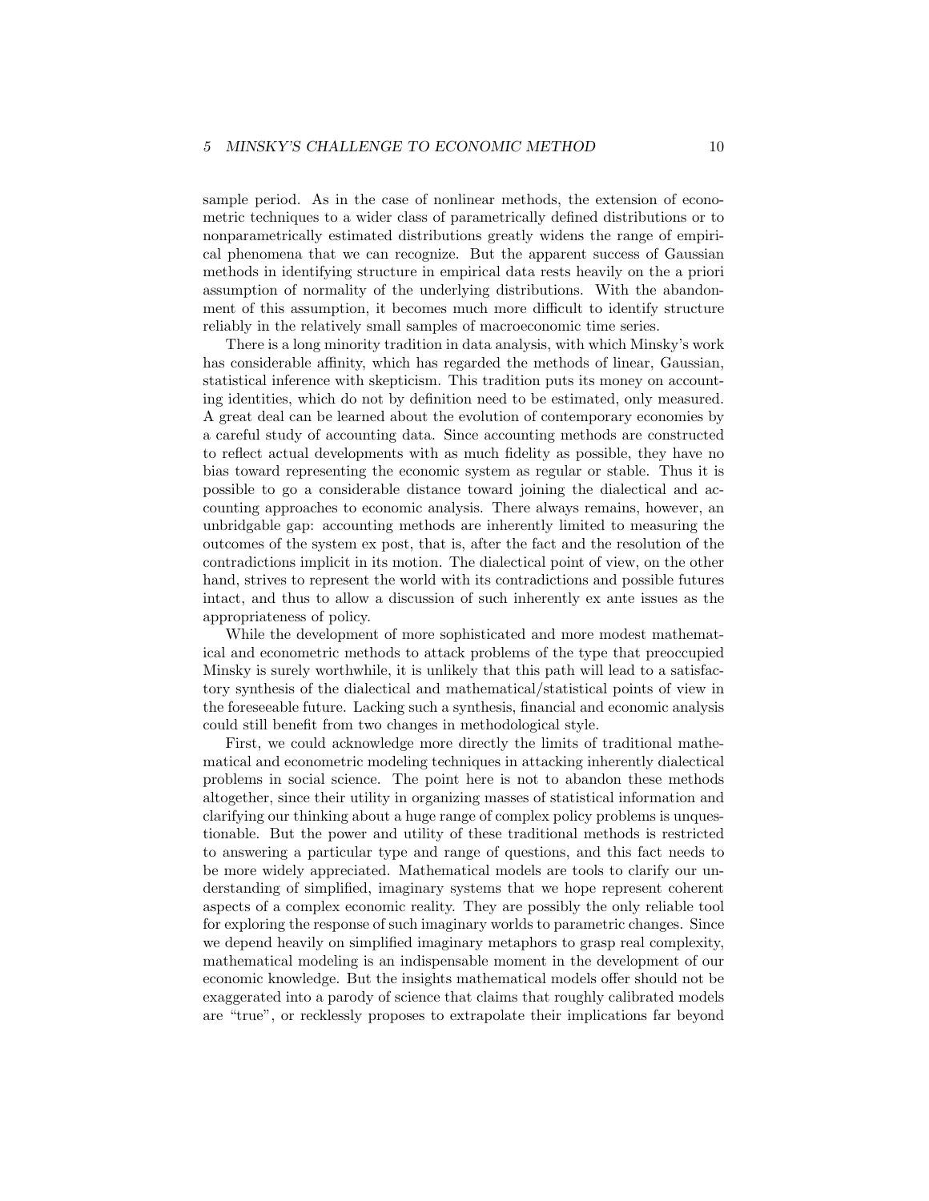sample period. As in the case of nonlinear methods, the extension of econometric techniques to a wider class of parametrically defined distributions or to nonparametrically estimated distributions greatly widens the range of empirical phenomena that we can recognize. But the apparent success of Gaussian methods in identifying structure in empirical data rests heavily on the a priori assumption of normality of the underlying distributions. With the abandonment of this assumption, it becomes much more difficult to identify structure reliably in the relatively small samples of macroeconomic time series.

There is a long minority tradition in data analysis, with which Minsky's work has considerable affinity, which has regarded the methods of linear, Gaussian, statistical inference with skepticism. This tradition puts its money on accounting identities, which do not by definition need to be estimated, only measured. A great deal can be learned about the evolution of contemporary economies by a careful study of accounting data. Since accounting methods are constructed to reflect actual developments with as much fidelity as possible, they have no bias toward representing the economic system as regular or stable. Thus it is possible to go a considerable distance toward joining the dialectical and accounting approaches to economic analysis. There always remains, however, an unbridgable gap: accounting methods are inherently limited to measuring the outcomes of the system ex post, that is, after the fact and the resolution of the contradictions implicit in its motion. The dialectical point of view, on the other hand, strives to represent the world with its contradictions and possible futures intact, and thus to allow a discussion of such inherently ex ante issues as the appropriateness of policy.

While the development of more sophisticated and more modest mathematical and econometric methods to attack problems of the type that preoccupied Minsky is surely worthwhile, it is unlikely that this path will lead to a satisfactory synthesis of the dialectical and mathematical/statistical points of view in the foreseeable future. Lacking such a synthesis, financial and economic analysis could still benefit from two changes in methodological style.

First, we could acknowledge more directly the limits of traditional mathematical and econometric modeling techniques in attacking inherently dialectical problems in social science. The point here is not to abandon these methods altogether, since their utility in organizing masses of statistical information and clarifying our thinking about a huge range of complex policy problems is unquestionable. But the power and utility of these traditional methods is restricted to answering a particular type and range of questions, and this fact needs to be more widely appreciated. Mathematical models are tools to clarify our understanding of simplified, imaginary systems that we hope represent coherent aspects of a complex economic reality. They are possibly the only reliable tool for exploring the response of such imaginary worlds to parametric changes. Since we depend heavily on simplified imaginary metaphors to grasp real complexity, mathematical modeling is an indispensable moment in the development of our economic knowledge. But the insights mathematical models offer should not be exaggerated into a parody of science that claims that roughly calibrated models are "true", or recklessly proposes to extrapolate their implications far beyond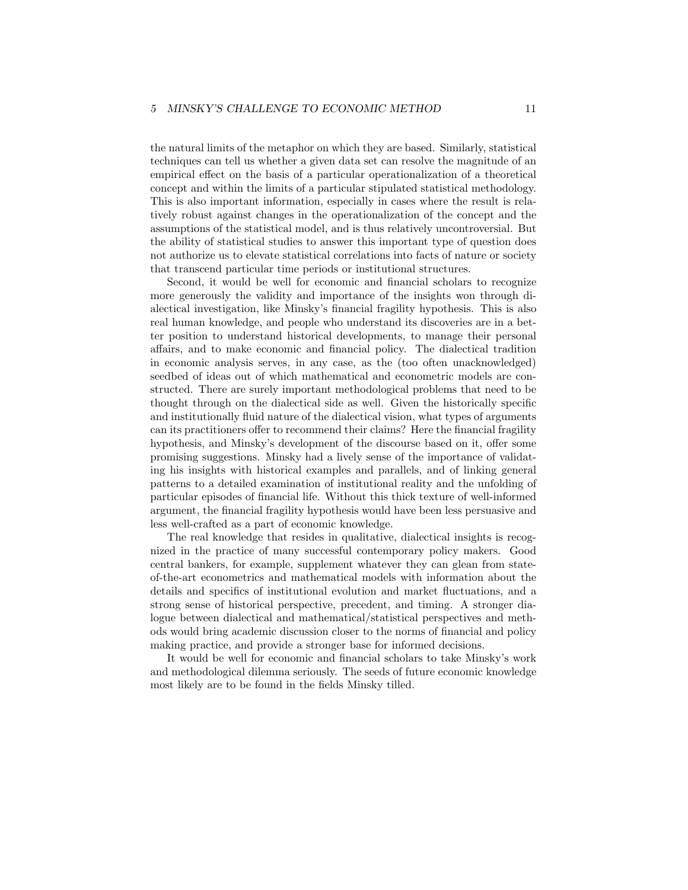the natural limits of the metaphor on which they are based. Similarly, statistical techniques can tell us whether a given data set can resolve the magnitude of an empirical effect on the basis of a particular operationalization of a theoretical concept and within the limits of a particular stipulated statistical methodology. This is also important information, especially in cases where the result is relatively robust against changes in the operationalization of the concept and the assumptions of the statistical model, and is thus relatively uncontroversial. But the ability of statistical studies to answer this important type of question does not authorize us to elevate statistical correlations into facts of nature or society that transcend particular time periods or institutional structures.

Second, it would be well for economic and financial scholars to recognize more generously the validity and importance of the insights won through dialectical investigation, like Minsky's financial fragility hypothesis. This is also real human knowledge, and people who understand its discoveries are in a better position to understand historical developments, to manage their personal affairs, and to make economic and financial policy. The dialectical tradition in economic analysis serves, in any case, as the (too often unacknowledged) seedbed of ideas out of which mathematical and econometric models are constructed. There are surely important methodological problems that need to be thought through on the dialectical side as well. Given the historically specific and institutionally fluid nature of the dialectical vision, what types of arguments can its practitioners offer to recommend their claims? Here the financial fragility hypothesis, and Minsky's development of the discourse based on it, offer some promising suggestions. Minsky had a lively sense of the importance of validating his insights with historical examples and parallels, and of linking general patterns to a detailed examination of institutional reality and the unfolding of particular episodes of financial life. Without this thick texture of well-informed argument, the financial fragility hypothesis would have been less persuasive and less well-crafted as a part of economic knowledge.

The real knowledge that resides in qualitative, dialectical insights is recognized in the practice of many successful contemporary policy makers. Good central bankers, for example, supplement whatever they can glean from state-of-the-art econometrics and mathematical models with information about the details and specifics of institutional evolution and market fluctuations, and a strong sense of historical perspective, precedent, and timing. A stronger dialogue between dialectical and mathematical/statistical perspectives and methods would bring academic discussion closer to the norms of financial and policy making practice, and provide a stronger base for informed decisions.

It would be well for economic and financial scholars to take Minsky's work and methodological dilemma seriously. The seeds of future economic knowledge most likely are to be found in the fields Minsky tilled.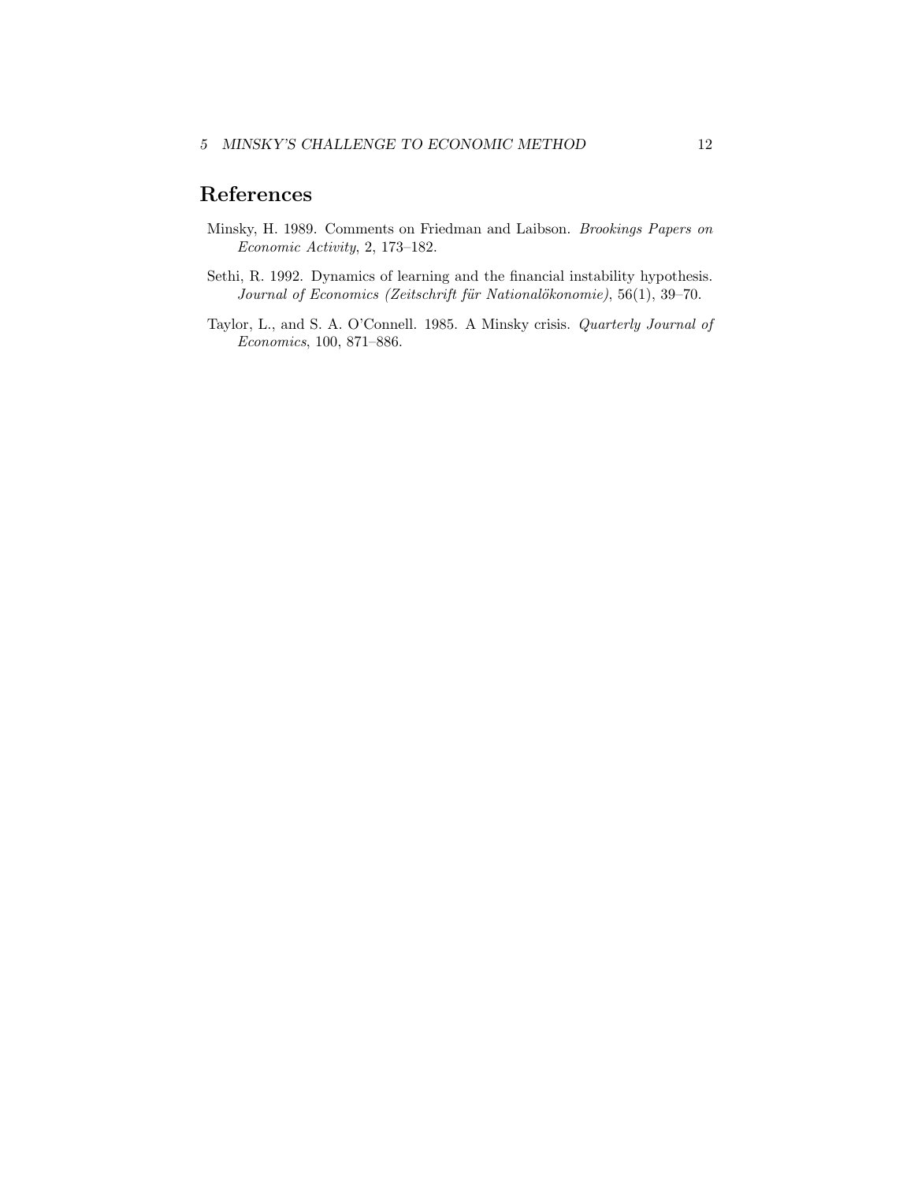## References

Minsky, H. 1989. Comments on Friedman and Laibson. *Brookings Papers on Economic Activity*, 2, 173–182.

Sethi, R. 1992. Dynamics of learning and the financial instability hypothesis. *Journal of Economics (Zeitschrift für Nationalökonomie)*, 56(1), 39–70.

Taylor, L., and S. A. O'Connell. 1985. A Minsky crisis. *Quarterly Journal of Economics*, 100, 871–886.